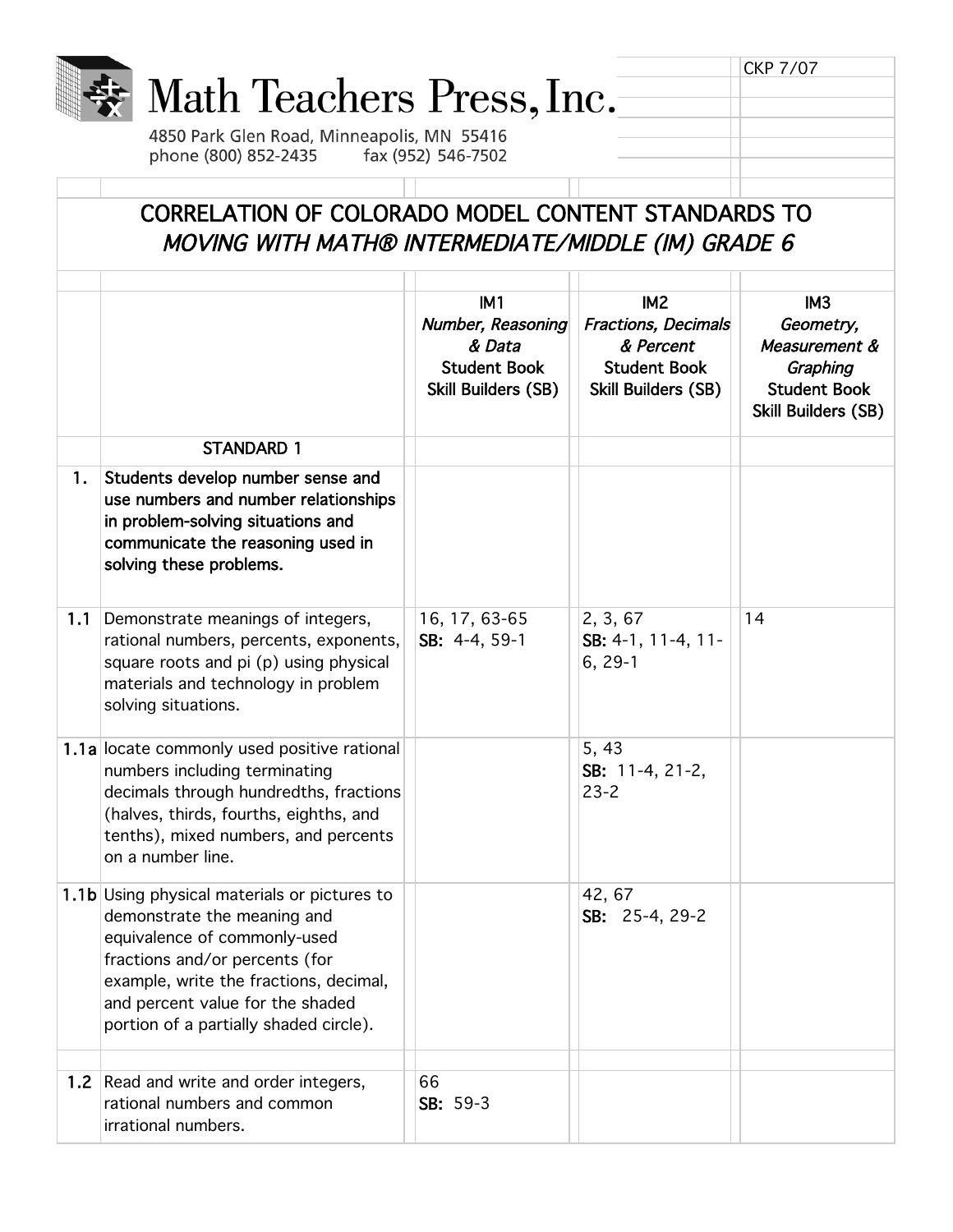# Math Teachers Press, Inc.

4850 Park Glen Road, Minneapolis, MN 55416
phone (800) 852-2435 fax (952) 546-7502

CKP 7/07

## CORRELATION OF COLORADO MODEL CONTENT STANDARDS TO *MOVING WITH MATH® INTERMEDIATE/MIDDLE (IM) GRADE 6*

| | | IM1 *Number, Reasoning & Data* Student Book Skill Builders (SB) | IM2 *Fractions, Decimals & Percent* Student Book Skill Builders (SB) | IM3 *Geometry, Measurement & Graphing* Student Book Skill Builders (SB) |
|---|---|---|---|---|
| | STANDARD 1 | | | |
| **1.** | **Students develop number sense and use numbers and number relationships in problem-solving situations and communicate the reasoning used in solving these problems.** | | | |
| **1.1** | Demonstrate meanings of integers, rational numbers, percents, exponents, square roots and pi (p) using physical materials and technology in problem solving situations. | 16, 17, 63-65 **SB:** 4-4, 59-1 | 2, 3, 67 **SB:** 4-1, 11-4, 11-6, 29-1 | 14 |
| **1.1a** | locate commonly used positive rational numbers including terminating decimals through hundredths, fractions (halves, thirds, fourths, eighths, and tenths), mixed numbers, and percents on a number line. | | 5, 43 **SB:** 11-4, 21-2, 23-2 | |
| **1.1b** | Using physical materials or pictures to demonstrate the meaning and equivalence of commonly-used fractions and/or percents (for example, write the fractions, decimal, and percent value for the shaded portion of a partially shaded circle). | | 42, 67 **SB:** 25-4, 29-2 | |
| **1.2** | Read and write and order integers, rational numbers and common irrational numbers. | 66 **SB:** 59-3 | | |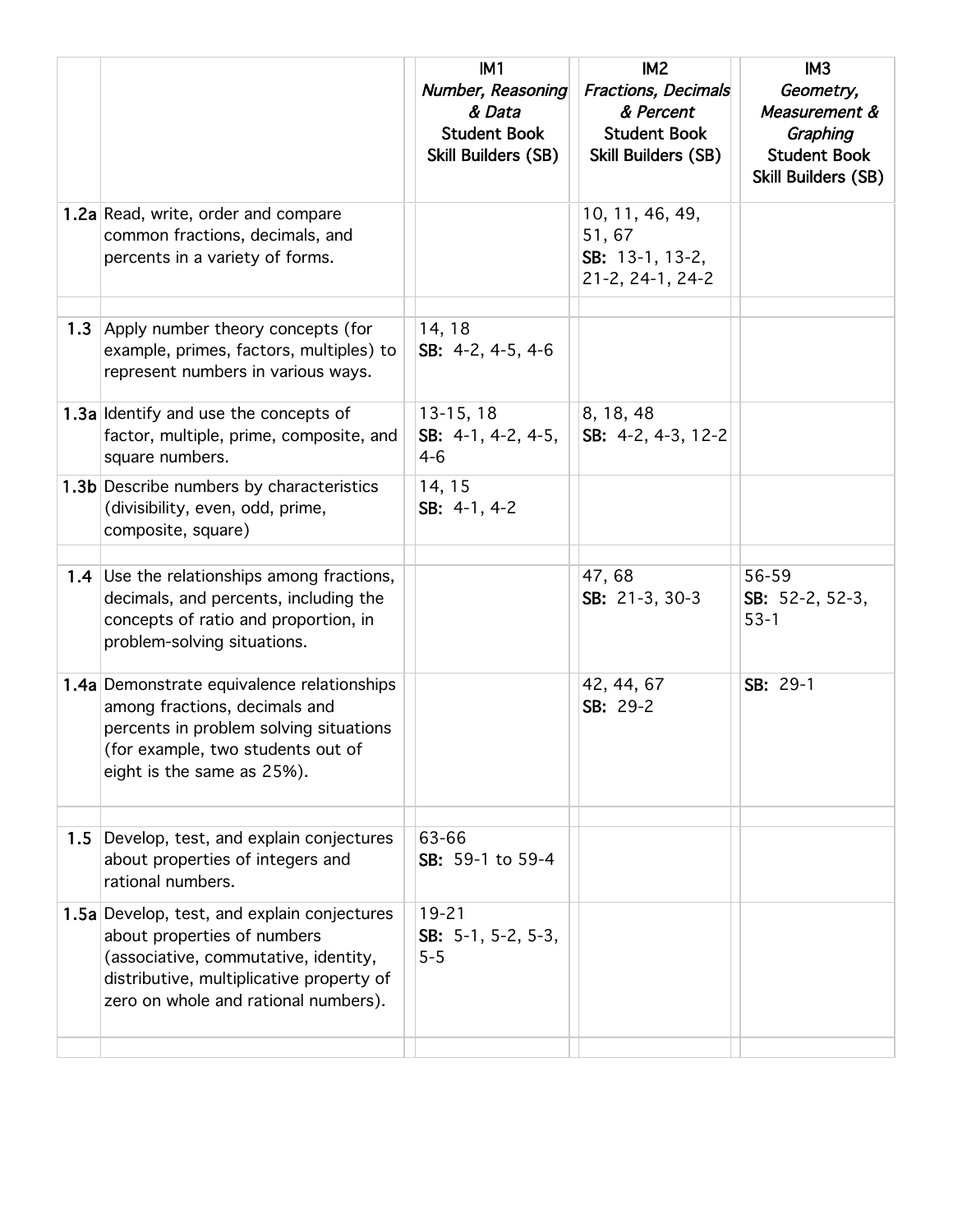| | | IM1 *Number, Reasoning & Data* **Student Book Skill Builders (SB)** | IM2 *Fractions, Decimals & Percent* **Student Book Skill Builders (SB)** | IM3 *Geometry, Measurement & Graphing* **Student Book Skill Builders (SB)** |
|---|---|---|---|---|
| **1.2a** | Read, write, order and compare common fractions, decimals, and percents in a variety of forms. | | 10, 11, 46, 49, 51, 67 **SB:** 13-1, 13-2, 21-2, 24-1, 24-2 | |
| | | | | |
| **1.3** | Apply number theory concepts (for example, primes, factors, multiples) to represent numbers in various ways. | 14, 18 **SB:** 4-2, 4-5, 4-6 | | |
| **1.3a** | Identify and use the concepts of factor, multiple, prime, composite, and square numbers. | 13-15, 18 **SB:** 4-1, 4-2, 4-5, 4-6 | 8, 18, 48 **SB:** 4-2, 4-3, 12-2 | |
| **1.3b** | Describe numbers by characteristics (divisibility, even, odd, prime, composite, square) | 14, 15 **SB:** 4-1, 4-2 | | |
| | | | | |
| **1.4** | Use the relationships among fractions, decimals, and percents, including the concepts of ratio and proportion, in problem-solving situations. | | 47, 68 **SB:** 21-3, 30-3 | 56-59 **SB:** 52-2, 52-3, 53-1 |
| **1.4a** | Demonstrate equivalence relationships among fractions, decimals and percents in problem solving situations (for example, two students out of eight is the same as 25%). | | 42, 44, 67 **SB:** 29-2 | **SB:** 29-1 |
| | | | | |
| **1.5** | Develop, test, and explain conjectures about properties of integers and rational numbers. | 63-66 **SB:** 59-1 to 59-4 | | |
| **1.5a** | Develop, test, and explain conjectures about properties of numbers (associative, commutative, identity, distributive, multiplicative property of zero on whole and rational numbers). | 19-21 **SB:** 5-1, 5-2, 5-3, 5-5 | | |
| | | | | |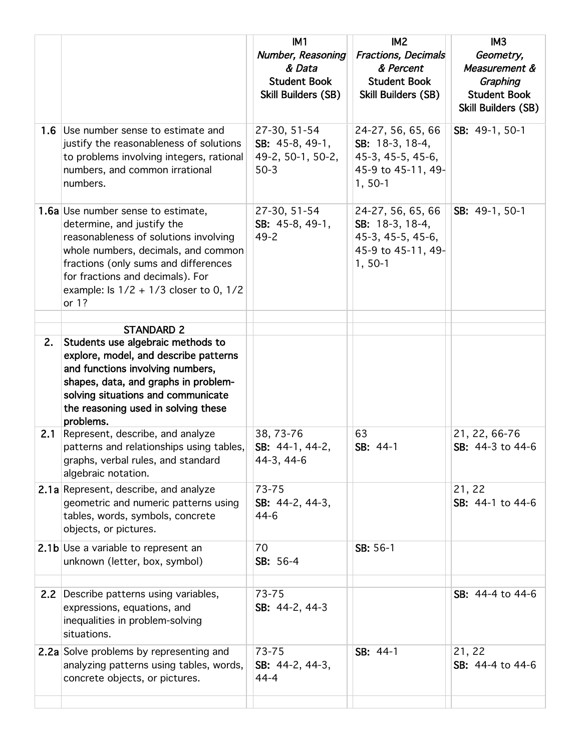| | | IM1 *Number, Reasoning & Data* Student Book Skill Builders (SB) | IM2 *Fractions, Decimals & Percent* Student Book Skill Builders (SB) | IM3 *Geometry, Measurement & Graphing* Student Book Skill Builders (SB) |
|---|---|---|---|---|
| **1.6** | Use number sense to estimate and justify the reasonableness of solutions to problems involving integers, rational numbers, and common irrational numbers. | 27-30, 51-54 **SB:** 45-8, 49-1, 49-2, 50-1, 50-2, 50-3 | 24-27, 56, 65, 66 **SB:** 18-3, 18-4, 45-3, 45-5, 45-6, 45-9 to 45-11, 49-1, 50-1 | **SB:** 49-1, 50-1 |
| **1.6a** | Use number sense to estimate, determine, and justify the reasonableness of solutions involving whole numbers, decimals, and common fractions (only sums and differences for fractions and decimals). For example: Is 1/2 + 1/3 closer to 0, 1/2 or 1? | 27-30, 51-54 **SB:** 45-8, 49-1, 49-2 | 24-27, 56, 65, 66 **SB:** 18-3, 18-4, 45-3, 45-5, 45-6, 45-9 to 45-11, 49-1, 50-1 | **SB:** 49-1, 50-1 |
| | | | | |
| | **STANDARD 2** | | | |
| **2.** | **Students use algebraic methods to explore, model, and describe patterns and functions involving numbers, shapes, data, and graphs in problem-solving situations and communicate the reasoning used in solving these problems.** | | | |
| **2.1** | Represent, describe, and analyze patterns and relationships using tables, graphs, verbal rules, and standard algebraic notation. | 38, 73-76 **SB:** 44-1, 44-2, 44-3, 44-6 | 63 **SB:** 44-1 | 21, 22, 66-76 **SB:** 44-3 to 44-6 |
| **2.1a** | Represent, describe, and analyze geometric and numeric patterns using tables, words, symbols, concrete objects, or pictures. | 73-75 **SB:** 44-2, 44-3, 44-6 | | 21, 22 **SB:** 44-1 to 44-6 |
| **2.1b** | Use a variable to represent an unknown (letter, box, symbol) | 70 **SB:** 56-4 | **SB:** 56-1 | |
| | | | | |
| **2.2** | Describe patterns using variables, expressions, equations, and inequalities in problem-solving situations. | 73-75 **SB:** 44-2, 44-3 | | **SB:** 44-4 to 44-6 |
| **2.2a** | Solve problems by representing and analyzing patterns using tables, words, concrete objects, or pictures. | 73-75 **SB:** 44-2, 44-3, 44-4 | **SB:** 44-1 | 21, 22 **SB:** 44-4 to 44-6 |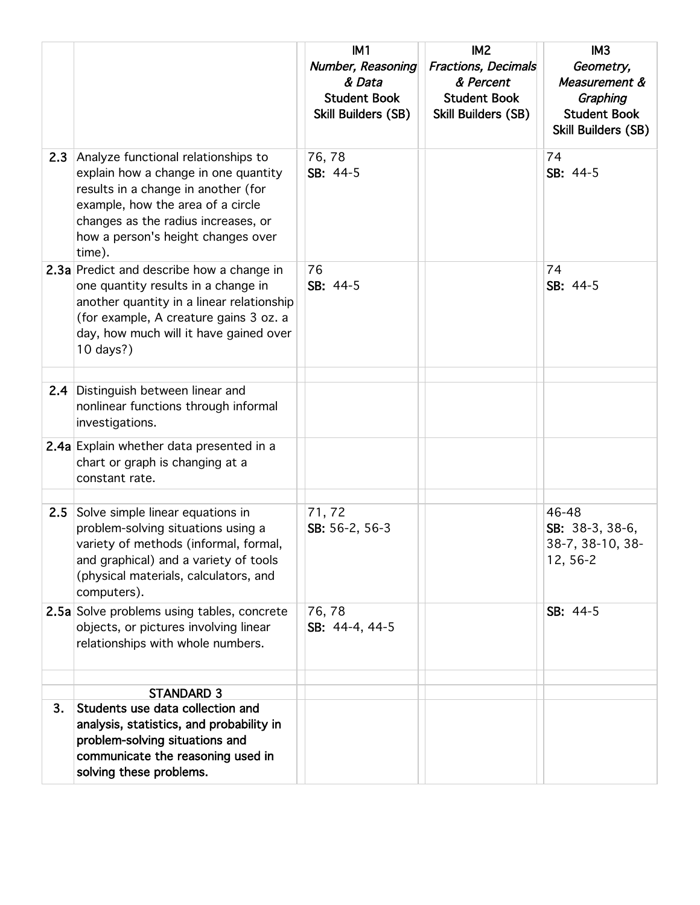| | | IM1<br>*Number, Reasoning & Data*<br>**Student Book**<br>**Skill Builders (SB)** | IM2<br>*Fractions, Decimals & Percent*<br>**Student Book**<br>**Skill Builders (SB)** | IM3<br>*Geometry, Measurement & Graphing*<br>**Student Book**<br>**Skill Builders (SB)** |
|---|---|---|---|---|
| **2.3** | Analyze functional relationships to explain how a change in one quantity results in a change in another (for example, how the area of a circle changes as the radius increases, or how a person's height changes over time). | 76, 78<br>**SB:** 44-5 | | 74<br>**SB:** 44-5 |
| **2.3a** | Predict and describe how a change in one quantity results in a change in another quantity in a linear relationship (for example, A creature gains 3 oz. a day, how much will it have gained over 10 days?) | 76<br>**SB:** 44-5 | | 74<br>**SB:** 44-5 |
| | | | | |
| **2.4** | Distinguish between linear and nonlinear functions through informal investigations. | | | |
| **2.4a** | Explain whether data presented in a chart or graph is changing at a constant rate. | | | |
| | | | | |
| **2.5** | Solve simple linear equations in problem-solving situations using a variety of methods (informal, formal, and graphical) and a variety of tools (physical materials, calculators, and computers). | 71, 72<br>**SB:** 56-2, 56-3 | | 46-48<br>**SB:** 38-3, 38-6, 38-7, 38-10, 38-12, 56-2 |
| **2.5a** | Solve problems using tables, concrete objects, or pictures involving linear relationships with whole numbers. | 76, 78<br>**SB:** 44-4, 44-5 | | **SB:** 44-5 |
| | | | | |
| | **STANDARD 3** | | | |
| **3.** | **Students use data collection and analysis, statistics, and probability in problem-solving situations and communicate the reasoning used in solving these problems.** | | | |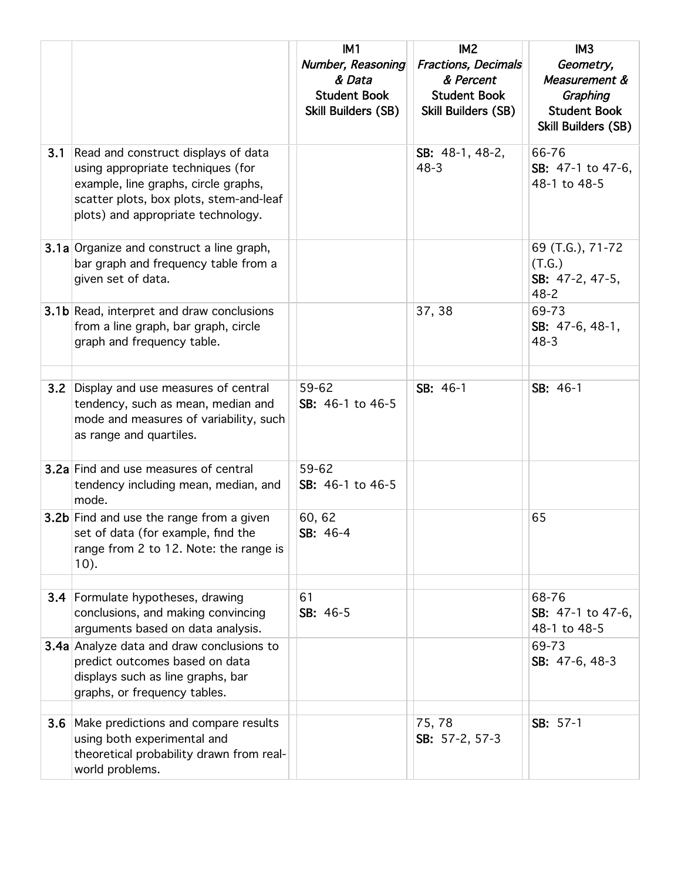| | | IM1 *Number, Reasoning & Data* **Student Book Skill Builders (SB)** | IM2 *Fractions, Decimals & Percent* **Student Book Skill Builders (SB)** | IM3 *Geometry, Measurement & Graphing* **Student Book Skill Builders (SB)** |
|---|---|---|---|---|
| **3.1** | Read and construct displays of data using appropriate techniques (for example, line graphs, circle graphs, scatter plots, box plots, stem-and-leaf plots) and appropriate technology. | | **SB:** 48-1, 48-2, 48-3 | 66-76 **SB:** 47-1 to 47-6, 48-1 to 48-5 |
| **3.1a** | Organize and construct a line graph, bar graph and frequency table from a given set of data. | | | 69 (T.G.), 71-72 (T.G.) **SB:** 47-2, 47-5, 48-2 |
| **3.1b** | Read, interpret and draw conclusions from a line graph, bar graph, circle graph and frequency table. | | 37, 38 | 69-73 **SB:** 47-6, 48-1, 48-3 |
| | | | | |
| **3.2** | Display and use measures of central tendency, such as mean, median and mode and measures of variability, such as range and quartiles. | 59-62 **SB:** 46-1 to 46-5 | **SB:** 46-1 | **SB:** 46-1 |
| **3.2a** | Find and use measures of central tendency including mean, median, and mode. | 59-62 **SB:** 46-1 to 46-5 | | |
| **3.2b** | Find and use the range from a given set of data (for example, find the range from 2 to 12. Note: the range is 10). | 60, 62 **SB:** 46-4 | | 65 |
| | | | | |
| **3.4** | Formulate hypotheses, drawing conclusions, and making convincing arguments based on data analysis. | 61 **SB:** 46-5 | | 68-76 **SB:** 47-1 to 47-6, 48-1 to 48-5 |
| **3.4a** | Analyze data and draw conclusions to predict outcomes based on data displays such as line graphs, bar graphs, or frequency tables. | | | 69-73 **SB:** 47-6, 48-3 |
| | | | | |
| **3.6** | Make predictions and compare results using both experimental and theoretical probability drawn from real-world problems. | | 75, 78 **SB:** 57-2, 57-3 | **SB:** 57-1 |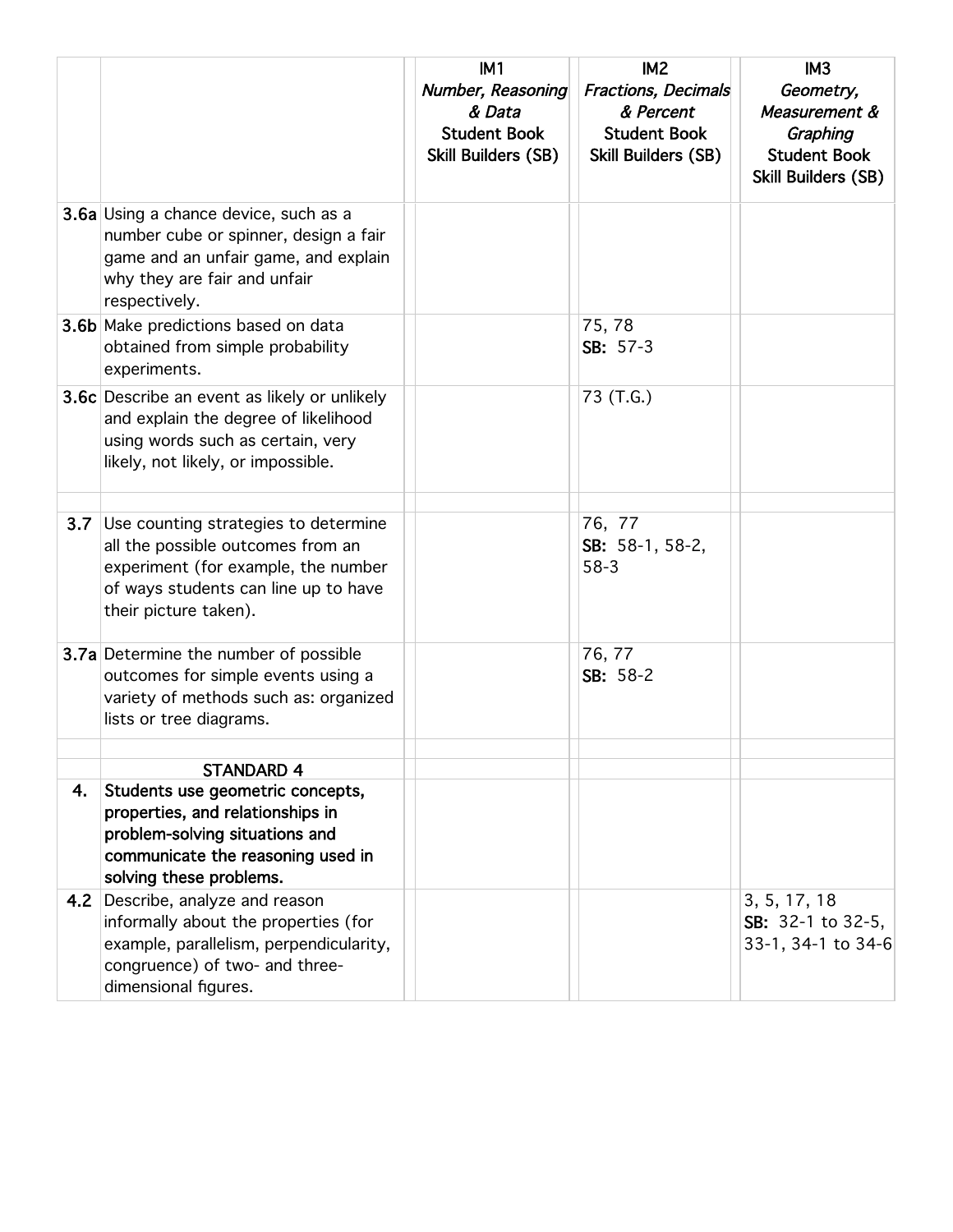| | | IM1 *Number, Reasoning & Data* **Student Book** **Skill Builders (SB)** | IM2 *Fractions, Decimals & Percent* **Student Book** **Skill Builders (SB)** | IM3 *Geometry, Measurement & Graphing* **Student Book** **Skill Builders (SB)** |
|---|---|---|---|---|
| **3.6a** | Using a chance device, such as a number cube or spinner, design a fair game and an unfair game, and explain why they are fair and unfair respectively. | | | |
| **3.6b** | Make predictions based on data obtained from simple probability experiments. | | 75, 78 **SB:** 57-3 | |
| **3.6c** | Describe an event as likely or unlikely and explain the degree of likelihood using words such as certain, very likely, not likely, or impossible. | | 73 (T.G.) | |
| | | | | |
| **3.7** | Use counting strategies to determine all the possible outcomes from an experiment (for example, the number of ways students can line up to have their picture taken). | | 76, 77 **SB:** 58-1, 58-2, 58-3 | |
| **3.7a** | Determine the number of possible outcomes for simple events using a variety of methods such as: organized lists or tree diagrams. | | 76, 77 **SB:** 58-2 | |
| | | | | |
| | **STANDARD 4** | | | |
| **4.** | **Students use geometric concepts, properties, and relationships in problem-solving situations and communicate the reasoning used in solving these problems.** | | | |
| **4.2** | Describe, analyze and reason informally about the properties (for example, parallelism, perpendicularity, congruence) of two- and three-dimensional figures. | | | 3, 5, 17, 18 **SB:** 32-1 to 32-5, 33-1, 34-1 to 34-6 |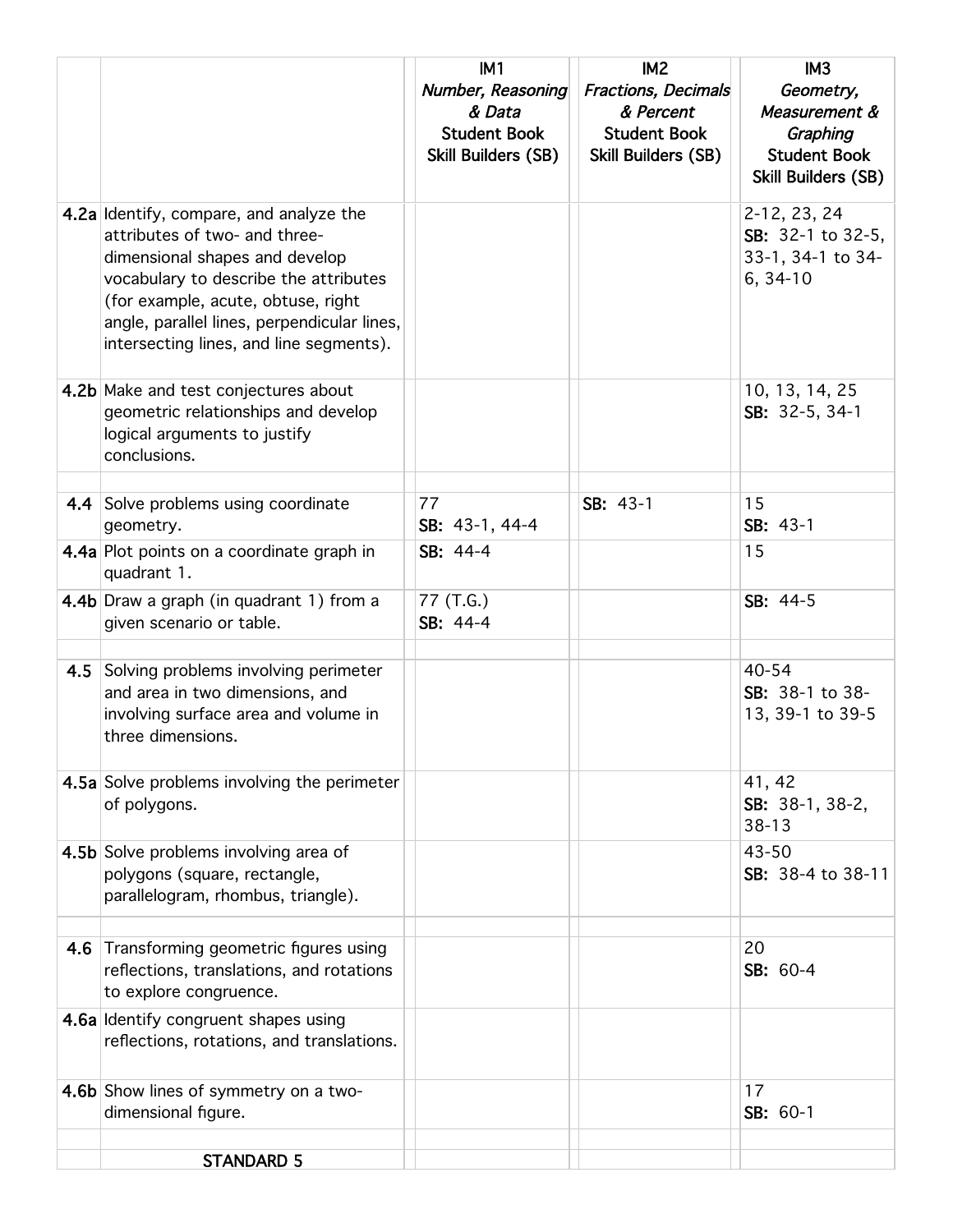| | | IM1 *Number, Reasoning & Data* Student Book Skill Builders (SB) | IM2 *Fractions, Decimals & Percent* Student Book Skill Builders (SB) | IM3 *Geometry, Measurement & Graphing* Student Book Skill Builders (SB) |
|---|---|---|---|---|
| **4.2a** | Identify, compare, and analyze the attributes of two- and three-dimensional shapes and develop vocabulary to describe the attributes (for example, acute, obtuse, right angle, parallel lines, perpendicular lines, intersecting lines, and line segments). | | | 2-12, 23, 24 **SB:** 32-1 to 32-5, 33-1, 34-1 to 34-6, 34-10 |
| **4.2b** | Make and test conjectures about geometric relationships and develop logical arguments to justify conclusions. | | | 10, 13, 14, 25 **SB:** 32-5, 34-1 |
| | | | | |
| **4.4** | Solve problems using coordinate geometry. | 77 **SB:** 43-1, 44-4 | **SB:** 43-1 | 15 **SB:** 43-1 |
| **4.4a** | Plot points on a coordinate graph in quadrant 1. | **SB:** 44-4 | | 15 |
| **4.4b** | Draw a graph (in quadrant 1) from a given scenario or table. | 77 (T.G.) **SB:** 44-4 | | **SB:** 44-5 |
| | | | | |
| **4.5** | Solving problems involving perimeter and area in two dimensions, and involving surface area and volume in three dimensions. | | | 40-54 **SB:** 38-1 to 38-13, 39-1 to 39-5 |
| **4.5a** | Solve problems involving the perimeter of polygons. | | | 41, 42 **SB:** 38-1, 38-2, 38-13 |
| **4.5b** | Solve problems involving area of polygons (square, rectangle, parallelogram, rhombus, triangle). | | | 43-50 **SB:** 38-4 to 38-11 |
| | | | | |
| **4.6** | Transforming geometric figures using reflections, translations, and rotations to explore congruence. | | | 20 **SB:** 60-4 |
| **4.6a** | Identify congruent shapes using reflections, rotations, and translations. | | | |
| **4.6b** | Show lines of symmetry on a two-dimensional figure. | | | 17 **SB:** 60-1 |
| | | | | |
| | **STANDARD 5** | | | |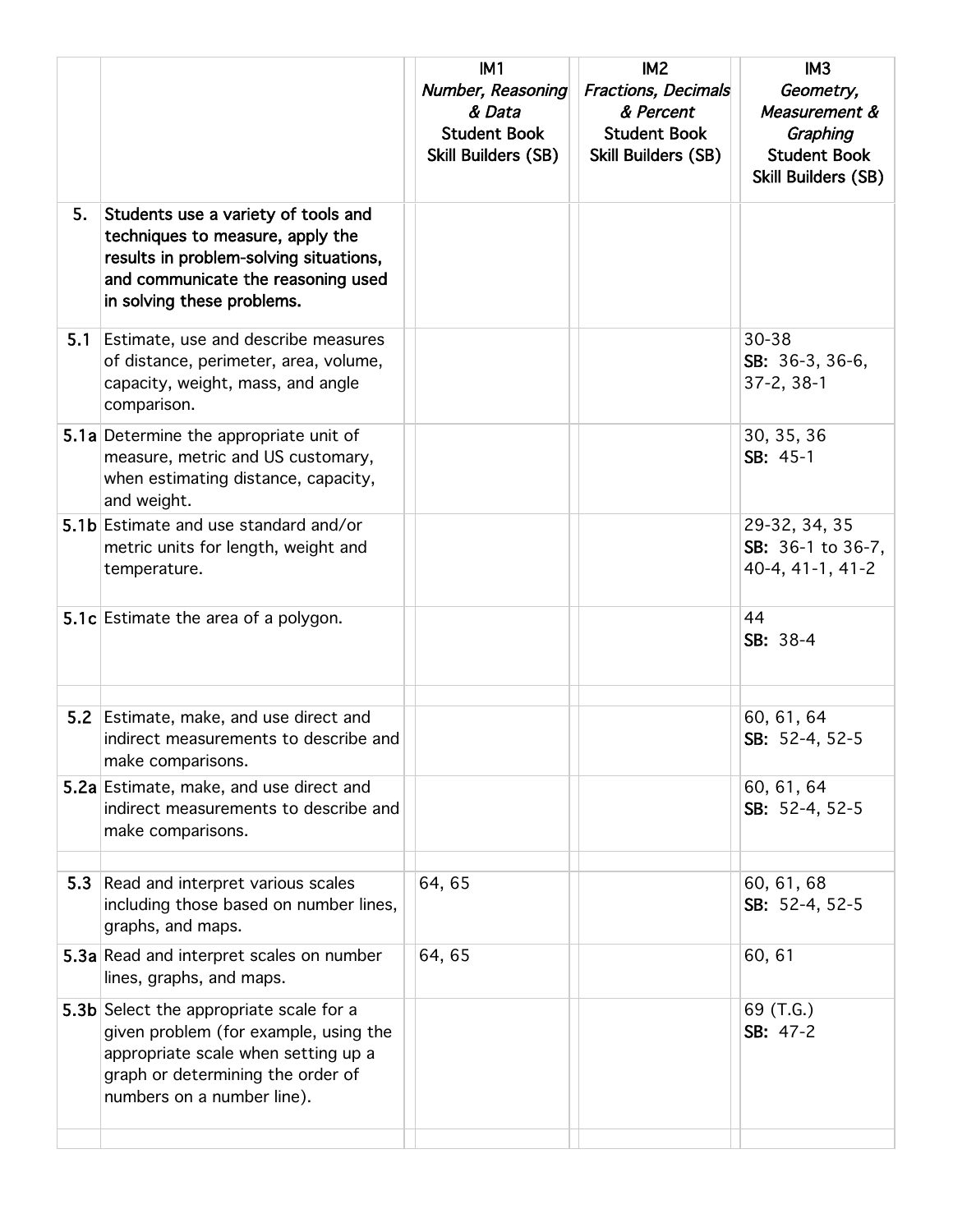| | | IM1<br>*Number, Reasoning & Data*<br>Student Book<br>Skill Builders (SB) | IM2<br>*Fractions, Decimals & Percent*<br>Student Book<br>Skill Builders (SB) | IM3<br>*Geometry, Measurement & Graphing*<br>Student Book<br>Skill Builders (SB) |
|---|---|---|---|---|
| **5.** | **Students use a variety of tools and techniques to measure, apply the results in problem-solving situations, and communicate the reasoning used in solving these problems.** | | | |
| **5.1** | Estimate, use and describe measures of distance, perimeter, area, volume, capacity, weight, mass, and angle comparison. | | | 30-38<br>**SB:** 36-3, 36-6, 37-2, 38-1 |
| **5.1a** | Determine the appropriate unit of measure, metric and US customary, when estimating distance, capacity, and weight. | | | 30, 35, 36<br>**SB:** 45-1 |
| **5.1b** | Estimate and use standard and/or metric units for length, weight and temperature. | | | 29-32, 34, 35<br>**SB:** 36-1 to 36-7, 40-4, 41-1, 41-2 |
| **5.1c** | Estimate the area of a polygon. | | | 44<br>**SB:** 38-4 |
| | | | | |
| **5.2** | Estimate, make, and use direct and indirect measurements to describe and make comparisons. | | | 60, 61, 64<br>**SB:** 52-4, 52-5 |
| **5.2a** | Estimate, make, and use direct and indirect measurements to describe and make comparisons. | | | 60, 61, 64<br>**SB:** 52-4, 52-5 |
| | | | | |
| **5.3** | Read and interpret various scales including those based on number lines, graphs, and maps. | 64, 65 | | 60, 61, 68<br>**SB:** 52-4, 52-5 |
| **5.3a** | Read and interpret scales on number lines, graphs, and maps. | 64, 65 | | 60, 61 |
| **5.3b** | Select the appropriate scale for a given problem (for example, using the appropriate scale when setting up a graph or determining the order of numbers on a number line). | | | 69 (T.G.)<br>**SB:** 47-2 |
| | | | | |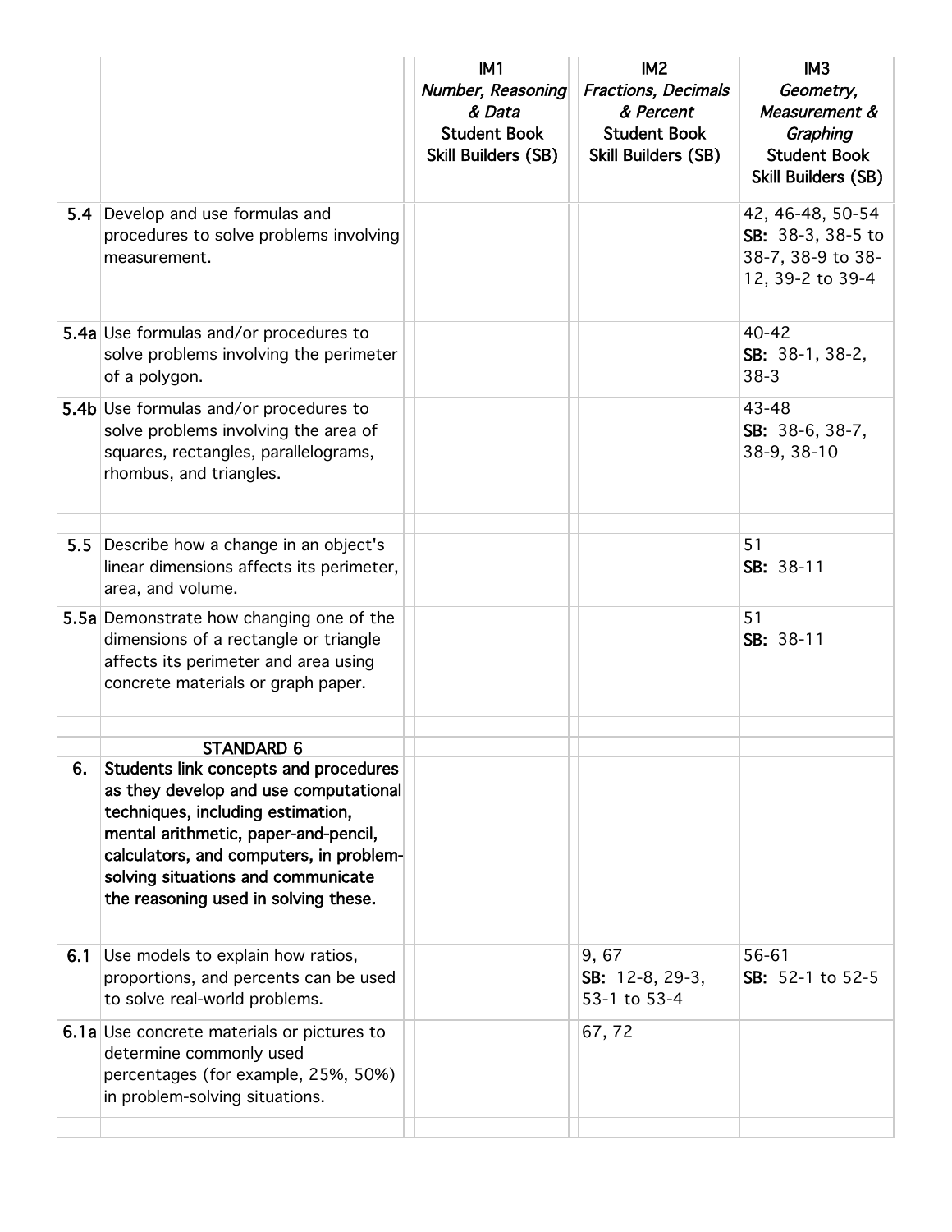|  |  | IM1 *Number, Reasoning & Data* **Student Book Skill Builders (SB)** | IM2 *Fractions, Decimals & Percent* **Student Book Skill Builders (SB)** | IM3 *Geometry, Measurement & Graphing* **Student Book Skill Builders (SB)** |
|---|---|---|---|---|
| **5.4** | Develop and use formulas and procedures to solve problems involving measurement. |  |  | 42, 46-48, 50-54 **SB:** 38-3, 38-5 to 38-7, 38-9 to 38-12, 39-2 to 39-4 |
| **5.4a** | Use formulas and/or procedures to solve problems involving the perimeter of a polygon. |  |  | 40-42 **SB:** 38-1, 38-2, 38-3 |
| **5.4b** | Use formulas and/or procedures to solve problems involving the area of squares, rectangles, parallelograms, rhombus, and triangles. |  |  | 43-48 **SB:** 38-6, 38-7, 38-9, 38-10 |
|  |  |  |  |  |
| **5.5** | Describe how a change in an object's linear dimensions affects its perimeter, area, and volume. |  |  | 51 **SB:** 38-11 |
| **5.5a** | Demonstrate how changing one of the dimensions of a rectangle or triangle affects its perimeter and area using concrete materials or graph paper. |  |  | 51 **SB:** 38-11 |
|  |  |  |  |  |
|  | **STANDARD 6** |  |  |  |
| **6.** | **Students link concepts and procedures as they develop and use computational techniques, including estimation, mental arithmetic, paper-and-pencil, calculators, and computers, in problem-solving situations and communicate the reasoning used in solving these.** |  |  |  |
| **6.1** | Use models to explain how ratios, proportions, and percents can be used to solve real-world problems. |  | 9, 67 **SB:** 12-8, 29-3, 53-1 to 53-4 | 56-61 **SB:** 52-1 to 52-5 |
| **6.1a** | Use concrete materials or pictures to determine commonly used percentages (for example, 25%, 50%) in problem-solving situations. |  | 67, 72 |  |
|  |  |  |  |  |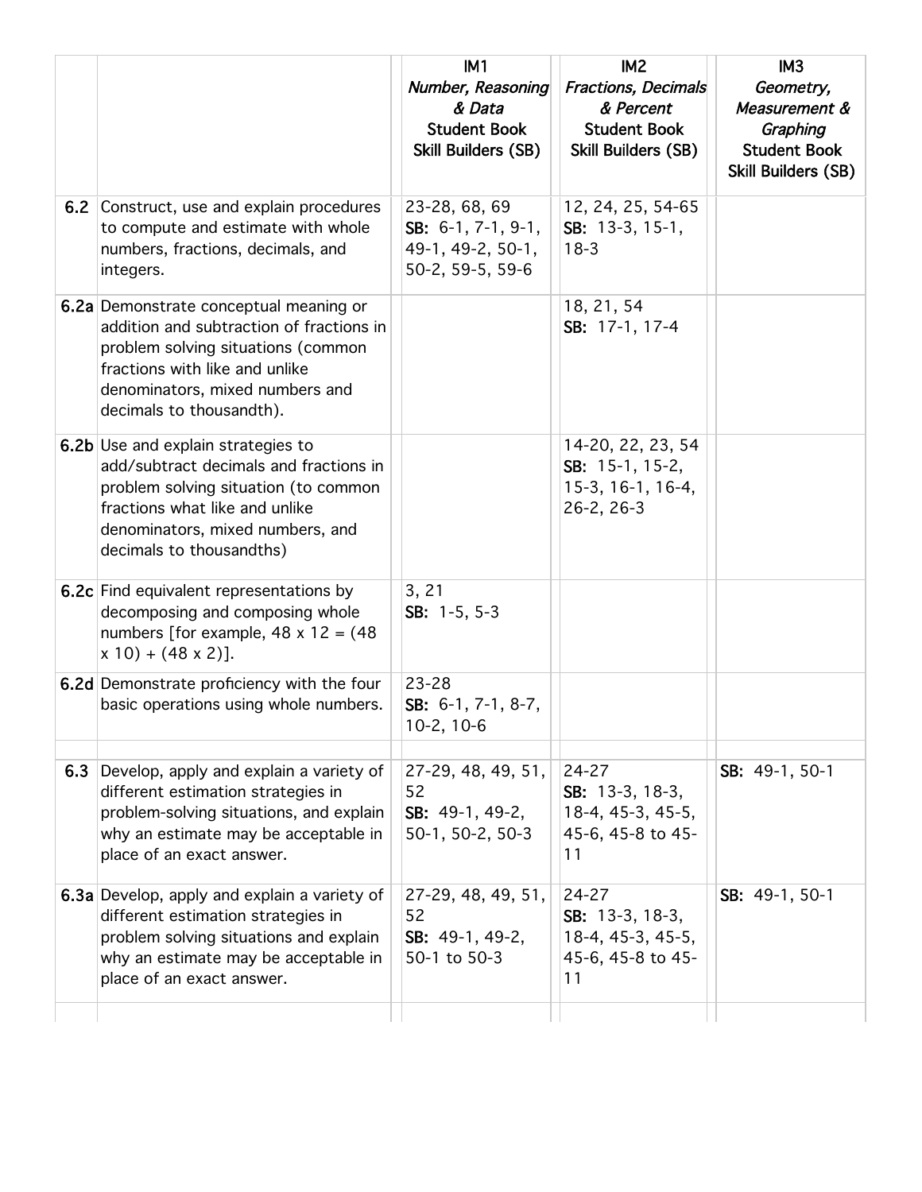| | | IM1 *Number, Reasoning & Data* Student Book Skill Builders (SB) | IM2 *Fractions, Decimals & Percent* Student Book Skill Builders (SB) | IM3 *Geometry, Measurement & Graphing* Student Book Skill Builders (SB) |
|---|---|---|---|---|
| **6.2** | Construct, use and explain procedures to compute and estimate with whole numbers, fractions, decimals, and integers. | 23-28, 68, 69 **SB:** 6-1, 7-1, 9-1, 49-1, 49-2, 50-1, 50-2, 59-5, 59-6 | 12, 24, 25, 54-65 **SB:** 13-3, 15-1, 18-3 | |
| **6.2a** | Demonstrate conceptual meaning or addition and subtraction of fractions in problem solving situations (common fractions with like and unlike denominators, mixed numbers and decimals to thousandth). | | 18, 21, 54 **SB:** 17-1, 17-4 | |
| **6.2b** | Use and explain strategies to add/subtract decimals and fractions in problem solving situation (to common fractions what like and unlike denominators, mixed numbers, and decimals to thousandths) | | 14-20, 22, 23, 54 **SB:** 15-1, 15-2, 15-3, 16-1, 16-4, 26-2, 26-3 | |
| **6.2c** | Find equivalent representations by decomposing and composing whole numbers [for example, 48 x 12 = (48 x 10) + (48 x 2)]. | 3, 21 **SB:** 1-5, 5-3 | | |
| **6.2d** | Demonstrate proficiency with the four basic operations using whole numbers. | 23-28 **SB:** 6-1, 7-1, 8-7, 10-2, 10-6 | | |
| | | | | |
| **6.3** | Develop, apply and explain a variety of different estimation strategies in problem-solving situations, and explain why an estimate may be acceptable in place of an exact answer. | 27-29, 48, 49, 51, 52 **SB:** 49-1, 49-2, 50-1, 50-2, 50-3 | 24-27 **SB:** 13-3, 18-3, 18-4, 45-3, 45-5, 45-6, 45-8 to 45-11 | **SB:** 49-1, 50-1 |
| **6.3a** | Develop, apply and explain a variety of different estimation strategies in problem solving situations and explain why an estimate may be acceptable in place of an exact answer. | 27-29, 48, 49, 51, 52 **SB:** 49-1, 49-2, 50-1 to 50-3 | 24-27 **SB:** 13-3, 18-3, 18-4, 45-3, 45-5, 45-6, 45-8 to 45-11 | **SB:** 49-1, 50-1 |
| | | | | |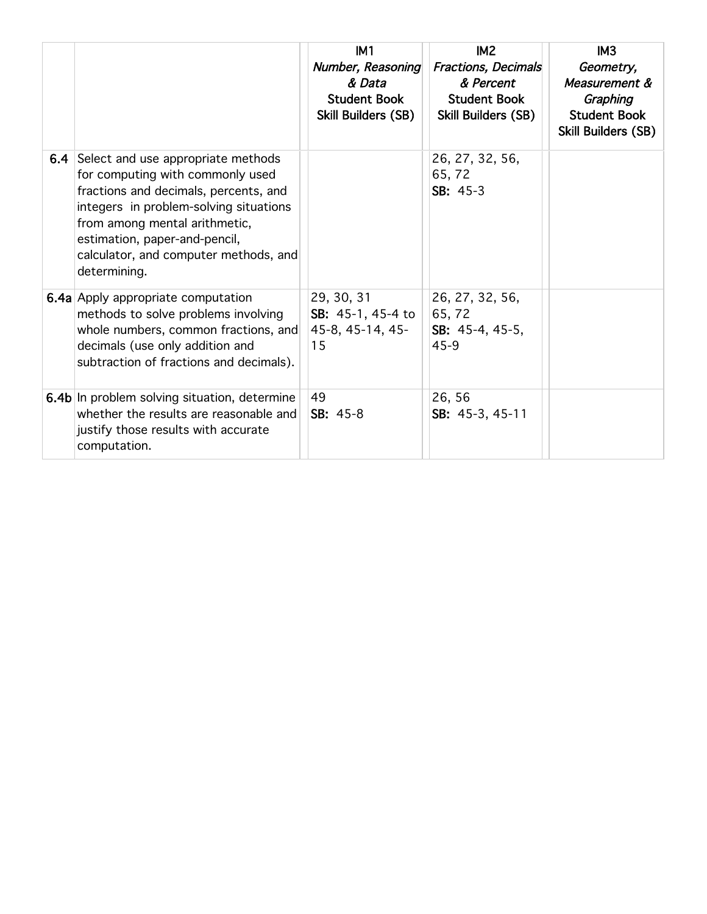| | | IM1 *Number, Reasoning & Data* Student Book Skill Builders (SB) | IM2 *Fractions, Decimals & Percent* Student Book Skill Builders (SB) | IM3 *Geometry, Measurement & Graphing* Student Book Skill Builders (SB) |
|---|---|---|---|---|
| **6.4** | Select and use appropriate methods for computing with commonly used fractions and decimals, percents, and integers in problem-solving situations from among mental arithmetic, estimation, paper-and-pencil, calculator, and computer methods, and determining. | | 26, 27, 32, 56, 65, 72 **SB:** 45-3 | |
| **6.4a** | Apply appropriate computation methods to solve problems involving whole numbers, common fractions, and decimals (use only addition and subtraction of fractions and decimals). | 29, 30, 31 **SB:** 45-1, 45-4 to 45-8, 45-14, 45-15 | 26, 27, 32, 56, 65, 72 **SB:** 45-4, 45-5, 45-9 | |
| **6.4b** | In problem solving situation, determine whether the results are reasonable and justify those results with accurate computation. | 49 **SB:** 45-8 | 26, 56 **SB:** 45-3, 45-11 | |